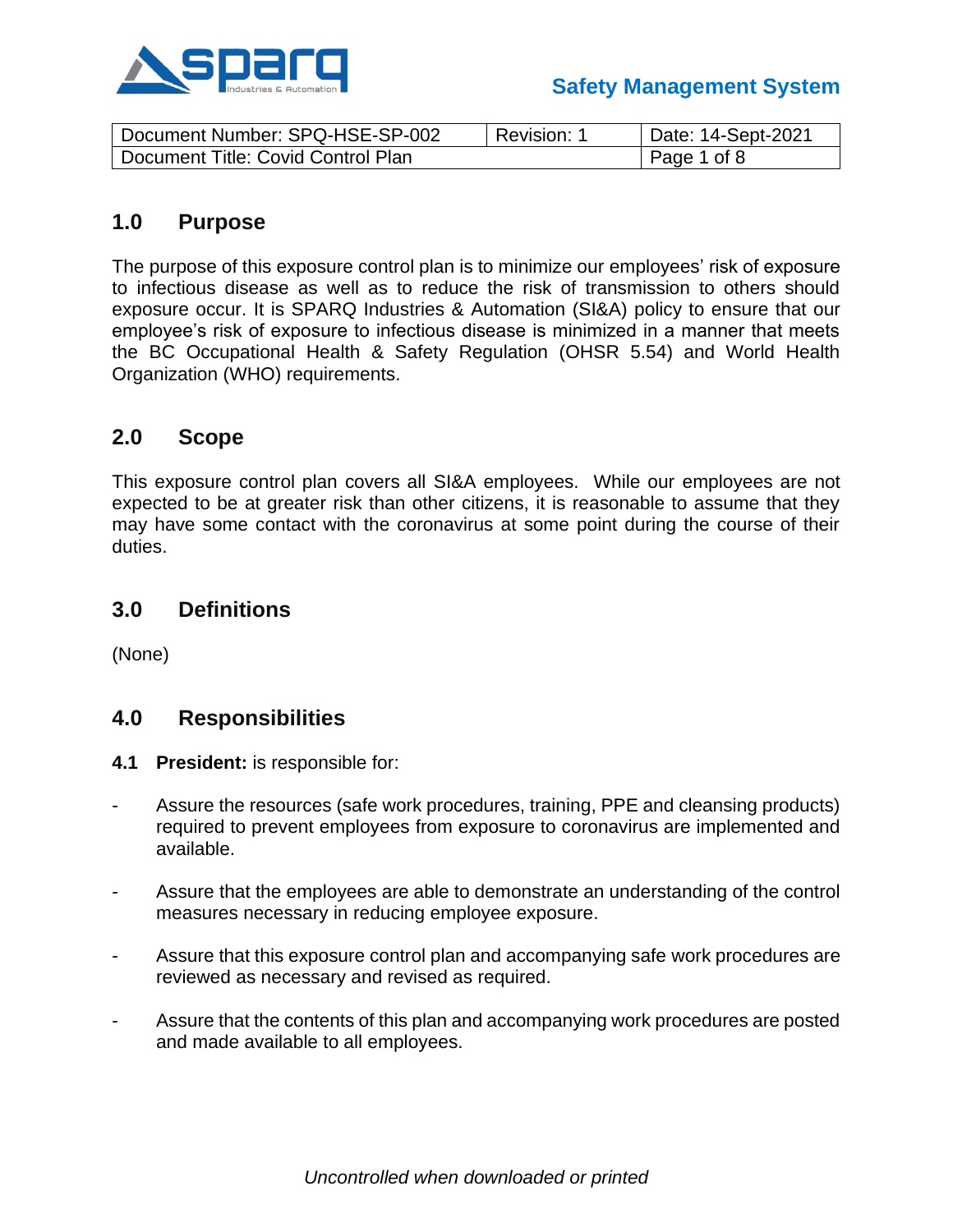Safety Management System

| Document Number: SPQ-HSE-SP-002 | Revision: 1 | Date: 14-Sept-2021 |
|---|---|---|
| Document Title: Covid Control Plan | | |

## 1.0 Purpose

The purpose of this exposure control plan is to minimize our employees' risk of exposure to infectious disease as well as to reduce the risk of transmission to others should exposure occur. It is SPARQ Industries & Automation (SI&A) policy to ensure that our employee's risk of exposure to infectious disease is minimized in a manner that meets the BC Occupational Health & Safety Regulation (OHSR 5.54) and World Health Organization (WHO) requirements.

## 2.0 Scope

This exposure control plan covers all SI&A employees. While our employees are not expected to be at greater risk than other citizens, it is reasonable to assume that they may have some contact with the coronavirus at some point during the course of their duties.

## 3.0 Definitions

(None)

## 4.0 Responsibilities

**4.1 President:** is responsible for:

- Assure the resources (safe work procedures, training, PPE and cleansing products) required to prevent employees from exposure to coronavirus are implemented and available.
- Assure that the employees are able to demonstrate an understanding of the control measures necessary in reducing employee exposure.
- Assure that this exposure control plan and accompanying safe work procedures are reviewed as necessary and revised as required.
- Assure that the contents of this plan and accompanying work procedures are posted and made available to all employees.

*Uncontrolled when downloaded or printed*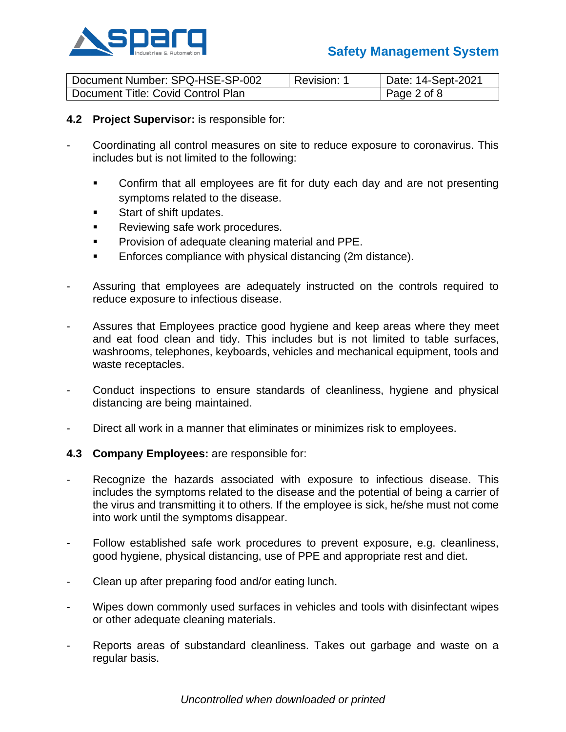**4.2 Project Supervisor:** is responsible for:

- Coordinating all control measures on site to reduce exposure to coronavirus. This includes but is not limited to the following:
  - Confirm that all employees are fit for duty each day and are not presenting symptoms related to the disease.
  - Start of shift updates.
  - Reviewing safe work procedures.
  - Provision of adequate cleaning material and PPE.
  - Enforces compliance with physical distancing (2m distance).

- Assuring that employees are adequately instructed on the controls required to reduce exposure to infectious disease.

- Assures that Employees practice good hygiene and keep areas where they meet and eat food clean and tidy. This includes but is not limited to table surfaces, washrooms, telephones, keyboards, vehicles and mechanical equipment, tools and waste receptacles.

- Conduct inspections to ensure standards of cleanliness, hygiene and physical distancing are being maintained.

- Direct all work in a manner that eliminates or minimizes risk to employees.

**4.3 Company Employees:** are responsible for:

- Recognize the hazards associated with exposure to infectious disease. This includes the symptoms related to the disease and the potential of being a carrier of the virus and transmitting it to others. If the employee is sick, he/she must not come into work until the symptoms disappear.

- Follow established safe work procedures to prevent exposure, e.g. cleanliness, good hygiene, physical distancing, use of PPE and appropriate rest and diet.

- Clean up after preparing food and/or eating lunch.

- Wipes down commonly used surfaces in vehicles and tools with disinfectant wipes or other adequate cleaning materials.

- Reports areas of substandard cleanliness. Takes out garbage and waste on a regular basis.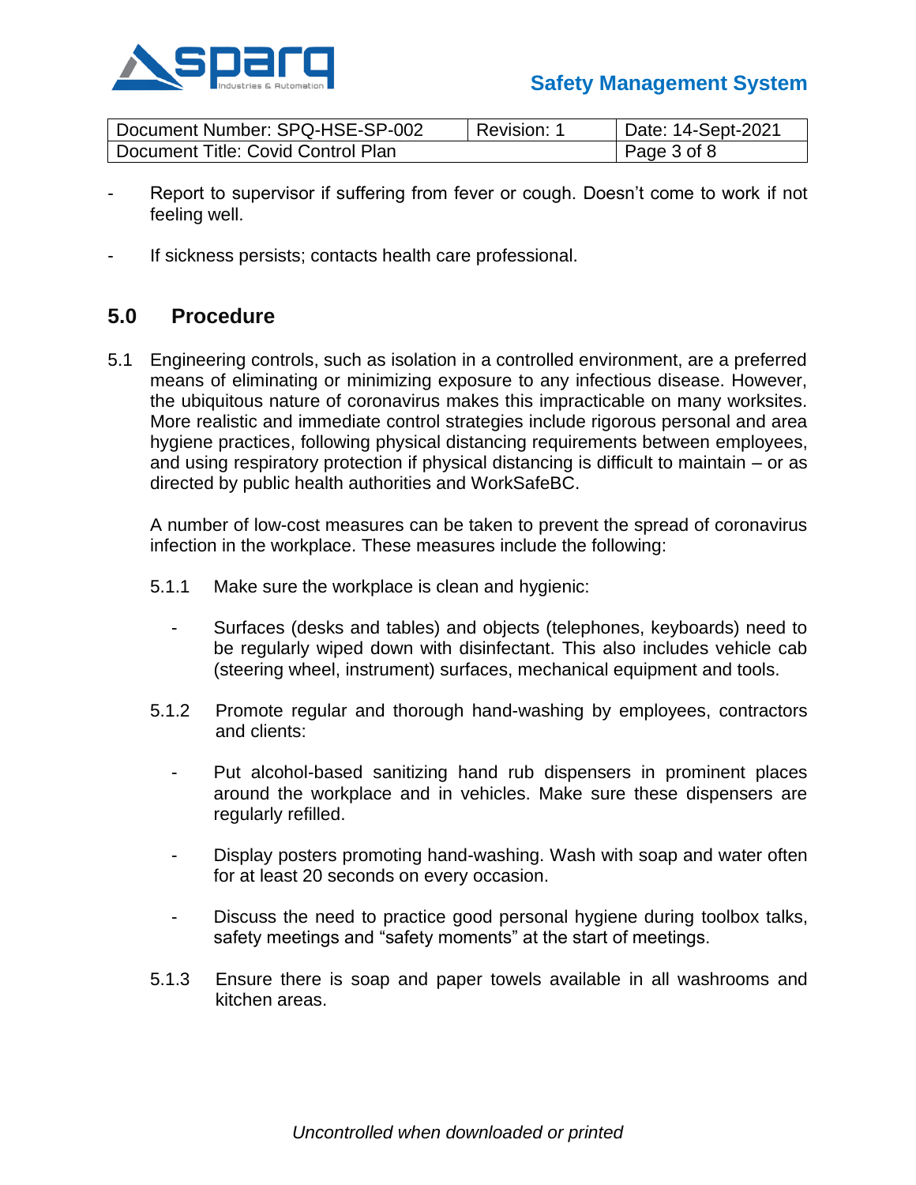- Report to supervisor if suffering from fever or cough. Doesn't come to work if not feeling well.

- If sickness persists; contacts health care professional.

## 5.0 Procedure

5.1 Engineering controls, such as isolation in a controlled environment, are a preferred means of eliminating or minimizing exposure to any infectious disease. However, the ubiquitous nature of coronavirus makes this impracticable on many worksites. More realistic and immediate control strategies include rigorous personal and area hygiene practices, following physical distancing requirements between employees, and using respiratory protection if physical distancing is difficult to maintain – or as directed by public health authorities and WorkSafeBC.

A number of low-cost measures can be taken to prevent the spread of coronavirus infection in the workplace. These measures include the following:

5.1.1 Make sure the workplace is clean and hygienic:

- Surfaces (desks and tables) and objects (telephones, keyboards) need to be regularly wiped down with disinfectant. This also includes vehicle cab (steering wheel, instrument) surfaces, mechanical equipment and tools.

5.1.2 Promote regular and thorough hand-washing by employees, contractors and clients:

- Put alcohol-based sanitizing hand rub dispensers in prominent places around the workplace and in vehicles. Make sure these dispensers are regularly refilled.

- Display posters promoting hand-washing. Wash with soap and water often for at least 20 seconds on every occasion.

- Discuss the need to practice good personal hygiene during toolbox talks, safety meetings and "safety moments" at the start of meetings.

5.1.3 Ensure there is soap and paper towels available in all washrooms and kitchen areas.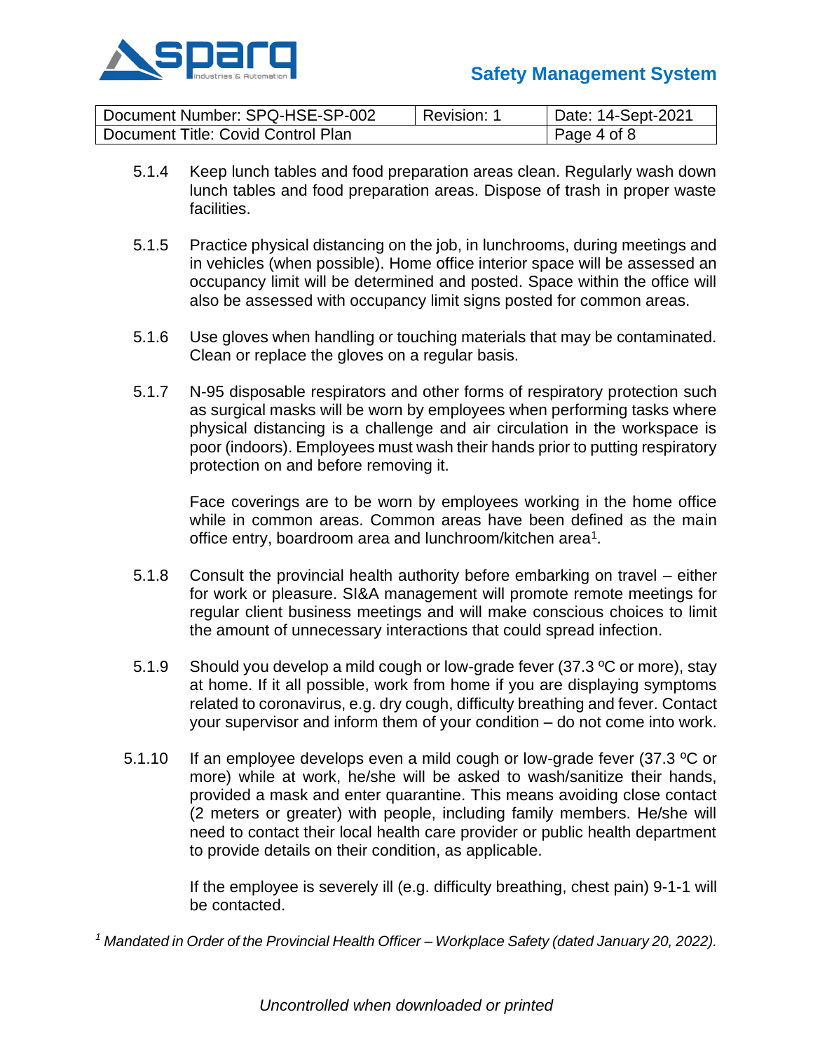5.1.4 Keep lunch tables and food preparation areas clean. Regularly wash down lunch tables and food preparation areas. Dispose of trash in proper waste facilities.

5.1.5 Practice physical distancing on the job, in lunchrooms, during meetings and in vehicles (when possible). Home office interior space will be assessed an occupancy limit will be determined and posted. Space within the office will also be assessed with occupancy limit signs posted for common areas.

5.1.6 Use gloves when handling or touching materials that may be contaminated. Clean or replace the gloves on a regular basis.

5.1.7 N-95 disposable respirators and other forms of respiratory protection such as surgical masks will be worn by employees when performing tasks where physical distancing is a challenge and air circulation in the workspace is poor (indoors). Employees must wash their hands prior to putting respiratory protection on and before removing it.

Face coverings are to be worn by employees working in the home office while in common areas. Common areas have been defined as the main office entry, boardroom area and lunchroom/kitchen area[1].

5.1.8 Consult the provincial health authority before embarking on travel – either for work or pleasure. SI&A management will promote remote meetings for regular client business meetings and will make conscious choices to limit the amount of unnecessary interactions that could spread infection.

5.1.9 Should you develop a mild cough or low-grade fever (37.3 ºC or more), stay at home. If it all possible, work from home if you are displaying symptoms related to coronavirus, e.g. dry cough, difficulty breathing and fever. Contact your supervisor and inform them of your condition – do not come into work.

5.1.10 If an employee develops even a mild cough or low-grade fever (37.3 ºC or more) while at work, he/she will be asked to wash/sanitize their hands, provided a mask and enter quarantine. This means avoiding close contact (2 meters or greater) with people, including family members. He/she will need to contact their local health care provider or public health department to provide details on their condition, as applicable.

If the employee is severely ill (e.g. difficulty breathing, chest pain) 9-1-1 will be contacted.

*[1] Mandated in Order of the Provincial Health Officer – Workplace Safety (dated January 20, 2022).*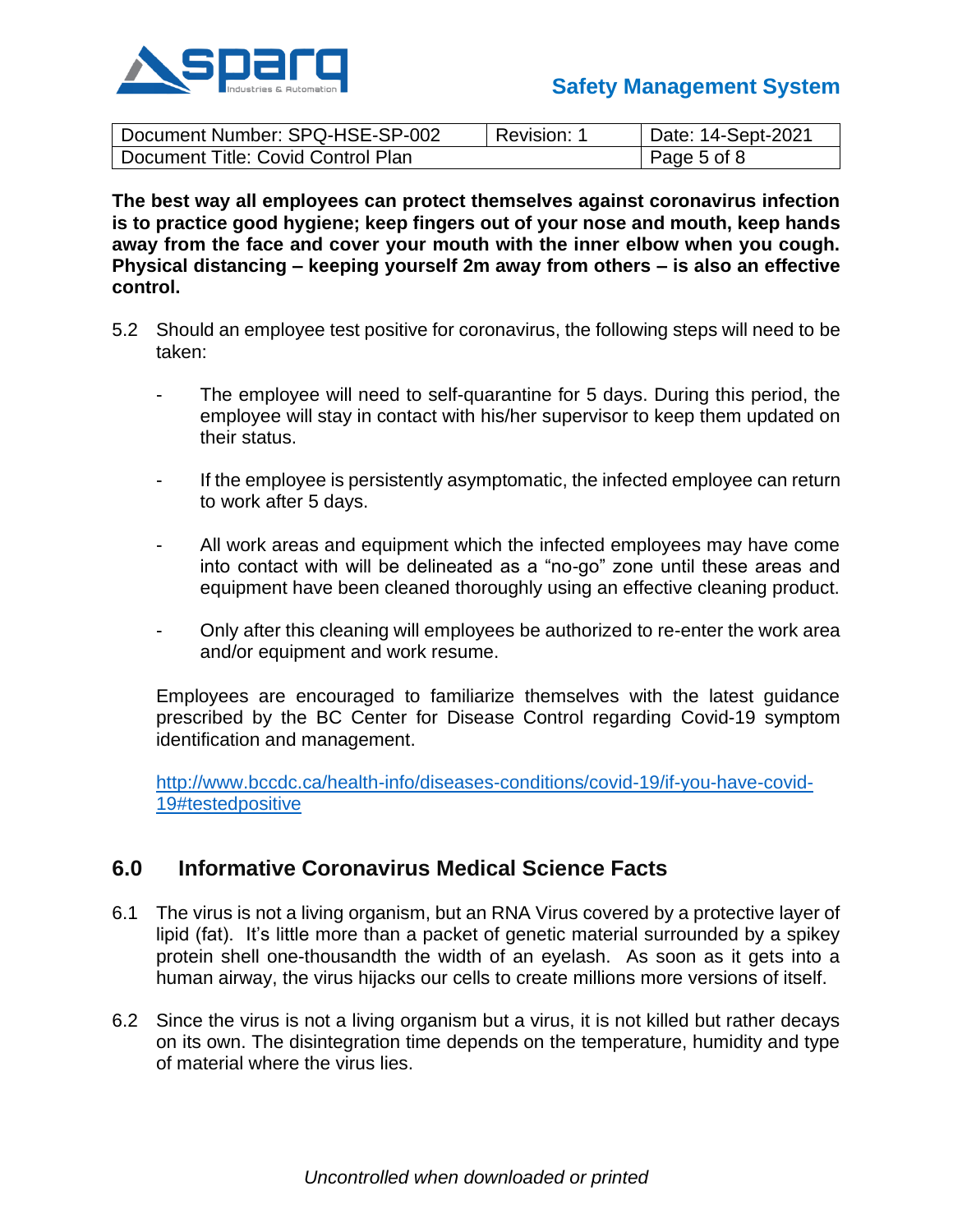**The best way all employees can protect themselves against coronavirus infection is to practice good hygiene; keep fingers out of your nose and mouth, keep hands away from the face and cover your mouth with the inner elbow when you cough. Physical distancing – keeping yourself 2m away from others – is also an effective control.**

5.2 Should an employee test positive for coronavirus, the following steps will need to be taken:

- The employee will need to self-quarantine for 5 days. During this period, the employee will stay in contact with his/her supervisor to keep them updated on their status.

- If the employee is persistently asymptomatic, the infected employee can return to work after 5 days.

- All work areas and equipment which the infected employees may have come into contact with will be delineated as a "no-go" zone until these areas and equipment have been cleaned thoroughly using an effective cleaning product.

- Only after this cleaning will employees be authorized to re-enter the work area and/or equipment and work resume.

Employees are encouraged to familiarize themselves with the latest guidance prescribed by the BC Center for Disease Control regarding Covid-19 symptom identification and management.

[http://www.bccdc.ca/health-info/diseases-conditions/covid-19/if-you-have-covid-19#testedpositive](http://www.bccdc.ca/health-info/diseases-conditions/covid-19/if-you-have-covid-19#testedpositive)

## 6.0 Informative Coronavirus Medical Science Facts

6.1 The virus is not a living organism, but an RNA Virus covered by a protective layer of lipid (fat). It's little more than a packet of genetic material surrounded by a spikey protein shell one-thousandth the width of an eyelash. As soon as it gets into a human airway, the virus hijacks our cells to create millions more versions of itself.

6.2 Since the virus is not a living organism but a virus, it is not killed but rather decays on its own. The disintegration time depends on the temperature, humidity and type of material where the virus lies.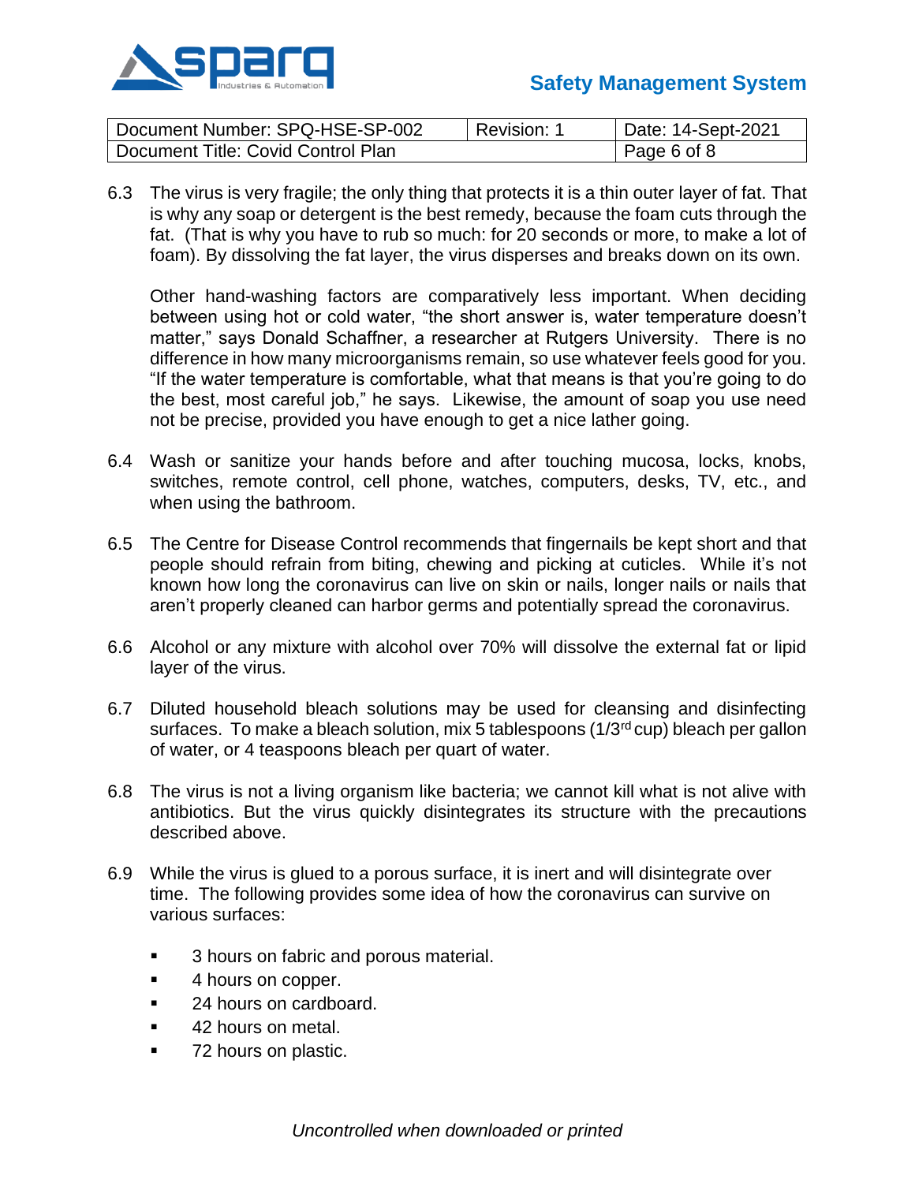6.3 The virus is very fragile; the only thing that protects it is a thin outer layer of fat. That is why any soap or detergent is the best remedy, because the foam cuts through the fat. (That is why you have to rub so much: for 20 seconds or more, to make a lot of foam). By dissolving the fat layer, the virus disperses and breaks down on its own.

Other hand-washing factors are comparatively less important. When deciding between using hot or cold water, "the short answer is, water temperature doesn't matter," says Donald Schaffner, a researcher at Rutgers University. There is no difference in how many microorganisms remain, so use whatever feels good for you. "If the water temperature is comfortable, what that means is that you're going to do the best, most careful job," he says. Likewise, the amount of soap you use need not be precise, provided you have enough to get a nice lather going.

6.4 Wash or sanitize your hands before and after touching mucosa, locks, knobs, switches, remote control, cell phone, watches, computers, desks, TV, etc., and when using the bathroom.

6.5 The Centre for Disease Control recommends that fingernails be kept short and that people should refrain from biting, chewing and picking at cuticles. While it's not known how long the coronavirus can live on skin or nails, longer nails or nails that aren't properly cleaned can harbor germs and potentially spread the coronavirus.

6.6 Alcohol or any mixture with alcohol over 70% will dissolve the external fat or lipid layer of the virus.

6.7 Diluted household bleach solutions may be used for cleansing and disinfecting surfaces. To make a bleach solution, mix 5 tablespoons (1/3rd cup) bleach per gallon of water, or 4 teaspoons bleach per quart of water.

6.8 The virus is not a living organism like bacteria; we cannot kill what is not alive with antibiotics. But the virus quickly disintegrates its structure with the precautions described above.

6.9 While the virus is glued to a porous surface, it is inert and will disintegrate over time. The following provides some idea of how the coronavirus can survive on various surfaces:

- 3 hours on fabric and porous material.
- 4 hours on copper.
- 24 hours on cardboard.
- 42 hours on metal.
- 72 hours on plastic.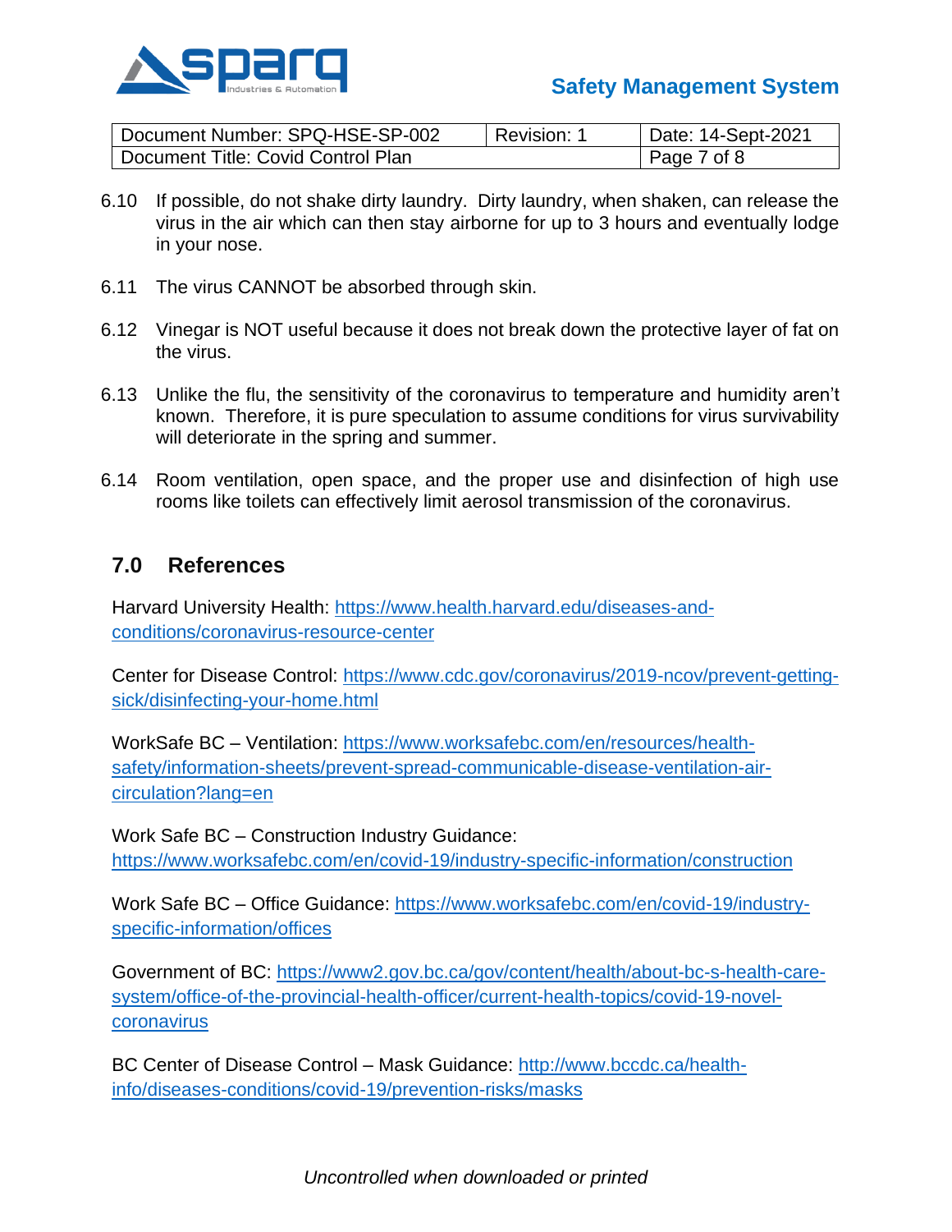6.10 If possible, do not shake dirty laundry. Dirty laundry, when shaken, can release the virus in the air which can then stay airborne for up to 3 hours and eventually lodge in your nose.

6.11 The virus CANNOT be absorbed through skin.

6.12 Vinegar is NOT useful because it does not break down the protective layer of fat on the virus.

6.13 Unlike the flu, the sensitivity of the coronavirus to temperature and humidity aren't known. Therefore, it is pure speculation to assume conditions for virus survivability will deteriorate in the spring and summer.

6.14 Room ventilation, open space, and the proper use and disinfection of high use rooms like toilets can effectively limit aerosol transmission of the coronavirus.

## 7.0 References

Harvard University Health: https://www.health.harvard.edu/diseases-and-conditions/coronavirus-resource-center

Center for Disease Control: https://www.cdc.gov/coronavirus/2019-ncov/prevent-getting-sick/disinfecting-your-home.html

WorkSafe BC – Ventilation: https://www.worksafebc.com/en/resources/health-safety/information-sheets/prevent-spread-communicable-disease-ventilation-air-circulation?lang=en

Work Safe BC – Construction Industry Guidance: https://www.worksafebc.com/en/covid-19/industry-specific-information/construction

Work Safe BC – Office Guidance: https://www.worksafebc.com/en/covid-19/industry-specific-information/offices

Government of BC: https://www2.gov.bc.ca/gov/content/health/about-bc-s-health-care-system/office-of-the-provincial-health-officer/current-health-topics/covid-19-novel-coronavirus

BC Center of Disease Control – Mask Guidance: http://www.bccdc.ca/health-info/diseases-conditions/covid-19/prevention-risks/masks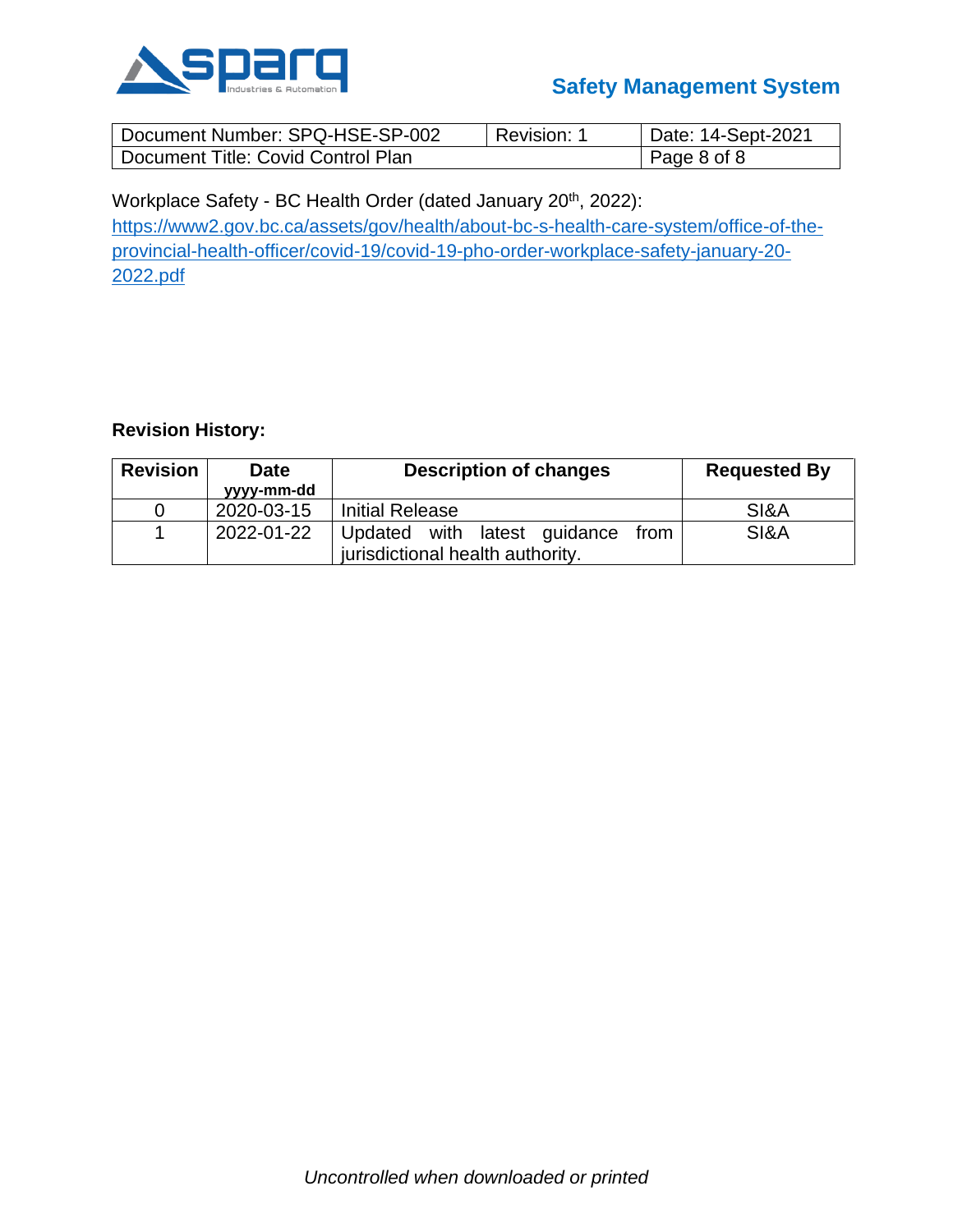Workplace Safety - BC Health Order (dated January 20th, 2022):
[https://www2.gov.bc.ca/assets/gov/health/about-bc-s-health-care-system/office-of-the-provincial-health-officer/covid-19/covid-19-pho-order-workplace-safety-january-20-2022.pdf](https://www2.gov.bc.ca/assets/gov/health/about-bc-s-health-care-system/office-of-the-provincial-health-officer/covid-19/covid-19-pho-order-workplace-safety-january-20-2022.pdf)

**Revision History:**

| Revision | Date yyyy-mm-dd | Description of changes | Requested By |
|---|---|---|---|
| 0 | 2020-03-15 | Initial Release | SI&A |
| 1 | 2022-01-22 | Updated with latest guidance from jurisdictional health authority. | SI&A |

*Uncontrolled when downloaded or printed*